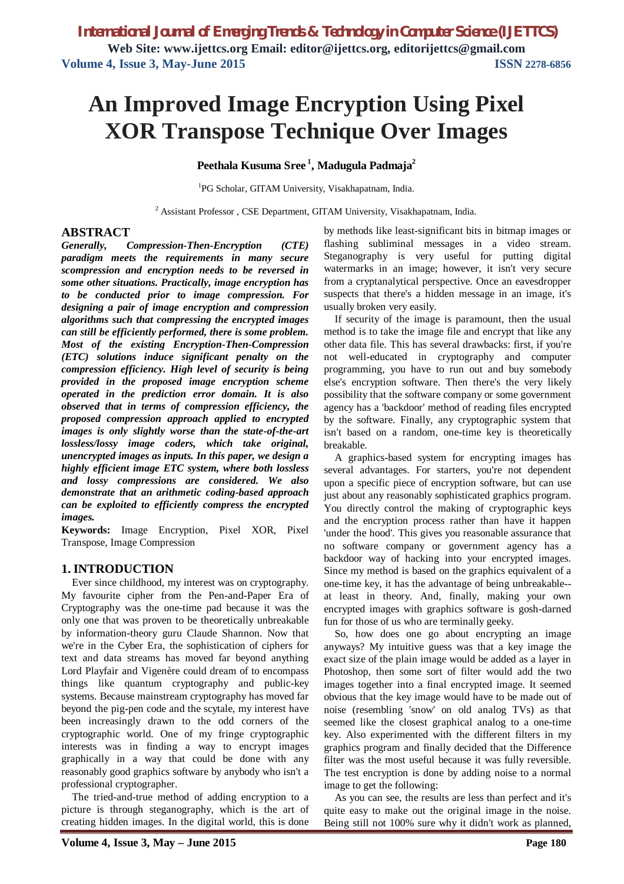# An Improved Image Encryption Using Pixel XOR Transpose Technique Over Images

**Peethala Kusuma Sree [1], Madugula Padmaja[2]**

[1]PG Scholar, GITAM University, Visakhapatnam, India.

[2] Assistant Professor , CSE Department, GITAM University, Visakhapatnam, India.

## ABSTRACT

***Generally, Compression-Then-Encryption (CTE) paradigm meets the requirements in many secure scompression and encryption needs to be reversed in some other situations. Practically, image encryption has to be conducted prior to image compression. For designing a pair of image encryption and compression algorithms such that compressing the encrypted images can still be efficiently performed, there is some problem. Most of the existing Encryption-Then-Compression (ETC) solutions induce significant penalty on the compression efficiency. High level of security is being provided in the proposed image encryption scheme operated in the prediction error domain. It is also observed that in terms of compression efficiency, the proposed compression approach applied to encrypted images is only slightly worse than the state-of-the-art lossless/lossy image coders, which take original, unencrypted images as inputs. In this paper, we design a highly efficient image ETC system, where both lossless and lossy compressions are considered. We also demonstrate that an arithmetic coding-based approach can be exploited to efficiently compress the encrypted images.***

**Keywords:** Image Encryption, Pixel XOR, Pixel Transpose, Image Compression

## 1. INTRODUCTION

Ever since childhood, my interest was on cryptography. My favourite cipher from the Pen-and-Paper Era of Cryptography was the one-time pad because it was the only one that was proven to be theoretically unbreakable by information-theory guru Claude Shannon. Now that we're in the Cyber Era, the sophistication of ciphers for text and data streams has moved far beyond anything Lord Playfair and Vigenère could dream of to encompass things like quantum cryptography and public-key systems. Because mainstream cryptography has moved far beyond the pig-pen code and the scytale, my interest have been increasingly drawn to the odd corners of the cryptographic world. One of my fringe cryptographic interests was in finding a way to encrypt images graphically in a way that could be done with any reasonably good graphics software by anybody who isn't a professional cryptographer.

The tried-and-true method of adding encryption to a picture is through steganography, which is the art of creating hidden images. In the digital world, this is done by methods like least-significant bits in bitmap images or flashing subliminal messages in a video stream. Steganography is very useful for putting digital watermarks in an image; however, it isn't very secure from a cryptanalytical perspective. Once an eavesdropper suspects that there's a hidden message in an image, it's usually broken very easily.

If security of the image is paramount, then the usual method is to take the image file and encrypt that like any other data file. This has several drawbacks: first, if you're not well-educated in cryptography and computer programming, you have to run out and buy somebody else's encryption software. Then there's the very likely possibility that the software company or some government agency has a 'backdoor' method of reading files encrypted by the software. Finally, any cryptographic system that isn't based on a random, one-time key is theoretically breakable.

A graphics-based system for encrypting images has several advantages. For starters, you're not dependent upon a specific piece of encryption software, but can use just about any reasonably sophisticated graphics program. You directly control the making of cryptographic keys and the encryption process rather than have it happen 'under the hood'. This gives you reasonable assurance that no software company or government agency has a backdoor way of hacking into your encrypted images. Since my method is based on the graphics equivalent of a one-time key, it has the advantage of being unbreakable--at least in theory. And, finally, making your own encrypted images with graphics software is gosh-darned fun for those of us who are terminally geeky.

So, how does one go about encrypting an image anyways? My intuitive guess was that a key image the exact size of the plain image would be added as a layer in Photoshop, then some sort of filter would add the two images together into a final encrypted image. It seemed obvious that the key image would have to be made out of noise (resembling 'snow' on old analog TVs) as that seemed like the closest graphical analog to a one-time key. Also experimented with the different filters in my graphics program and finally decided that the Difference filter was the most useful because it was fully reversible. The test encryption is done by adding noise to a normal image to get the following:

As you can see, the results are less than perfect and it's quite easy to make out the original image in the noise. Being still not 100% sure why it didn't work as planned,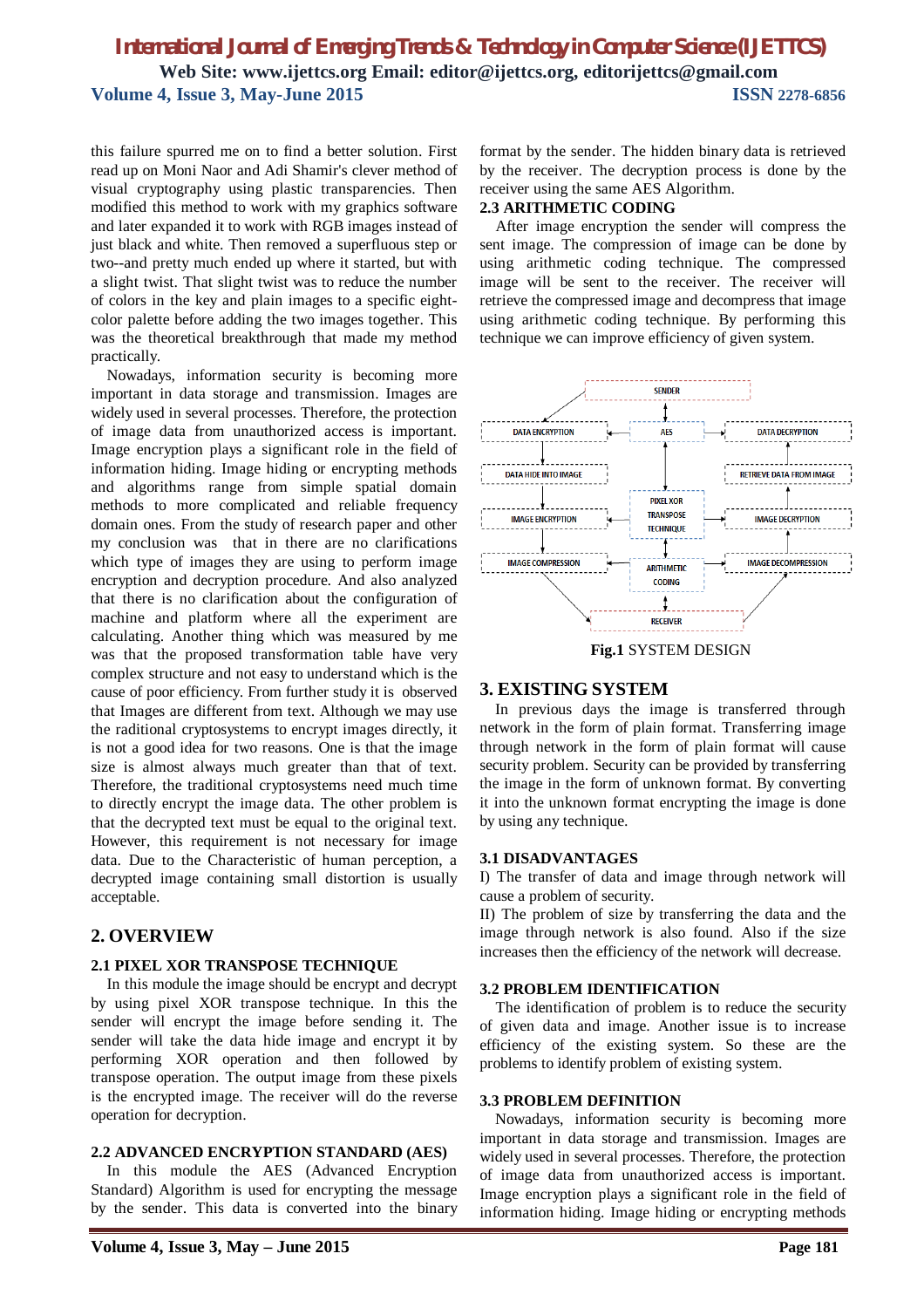this failure spurred me on to find a better solution. First read up on Moni Naor and Adi Shamir's clever method of visual cryptography using plastic transparencies. Then modified this method to work with my graphics software and later expanded it to work with RGB images instead of just black and white. Then removed a superfluous step or two--and pretty much ended up where it started, but with a slight twist. That slight twist was to reduce the number of colors in the key and plain images to a specific eight-color palette before adding the two images together. This was the theoretical breakthrough that made my method practically.

Nowadays, information security is becoming more important in data storage and transmission. Images are widely used in several processes. Therefore, the protection of image data from unauthorized access is important. Image encryption plays a significant role in the field of information hiding. Image hiding or encrypting methods and algorithms range from simple spatial domain methods to more complicated and reliable frequency domain ones. From the study of research paper and other my conclusion was that in there are no clarifications which type of images they are using to perform image encryption and decryption procedure. And also analyzed that there is no clarification about the configuration of machine and platform where all the experiment are calculating. Another thing which was measured by me was that the proposed transformation table have very complex structure and not easy to understand which is the cause of poor efficiency. From further study it is observed that Images are different from text. Although we may use the raditional cryptosystems to encrypt images directly, it is not a good idea for two reasons. One is that the image size is almost always much greater than that of text. Therefore, the traditional cryptosystems need much time to directly encrypt the image data. The other problem is that the decrypted text must be equal to the original text. However, this requirement is not necessary for image data. Due to the Characteristic of human perception, a decrypted image containing small distortion is usually acceptable.

## 2. OVERVIEW

### 2.1 PIXEL XOR TRANSPOSE TECHNIQUE

In this module the image should be encrypt and decrypt by using pixel XOR transpose technique. In this the sender will encrypt the image before sending it. The sender will take the data hide image and encrypt it by performing XOR operation and then followed by transpose operation. The output image from these pixels is the encrypted image. The receiver will do the reverse operation for decryption.

### 2.2 ADVANCED ENCRYPTION STANDARD (AES)

In this module the AES (Advanced Encryption Standard) Algorithm is used for encrypting the message by the sender. This data is converted into the binary format by the sender. The hidden binary data is retrieved by the receiver. The decryption process is done by the receiver using the same AES Algorithm.

### 2.3 ARITHMETIC CODING

After image encryption the sender will compress the sent image. The compression of image can be done by using arithmetic coding technique. The compressed image will be sent to the receiver. The receiver will retrieve the compressed image and decompress that image using arithmetic coding technique. By performing this technique we can improve efficiency of given system.

**Fig.1** SYSTEM DESIGN

## 3. EXISTING SYSTEM

In previous days the image is transferred through network in the form of plain format. Transferring image through network in the form of plain format will cause security problem. Security can be provided by transferring the image in the form of unknown format. By converting it into the unknown format encrypting the image is done by using any technique.

### 3.1 DISADVANTAGES

I) The transfer of data and image through network will cause a problem of security.

II) The problem of size by transferring the data and the image through network is also found. Also if the size increases then the efficiency of the network will decrease.

### 3.2 PROBLEM IDENTIFICATION

The identification of problem is to reduce the security of given data and image. Another issue is to increase efficiency of the existing system. So these are the problems to identify problem of existing system.

### 3.3 PROBLEM DEFINITION

Nowadays, information security is becoming more important in data storage and transmission. Images are widely used in several processes. Therefore, the protection of image data from unauthorized access is important. Image encryption plays a significant role in the field of information hiding. Image hiding or encrypting methods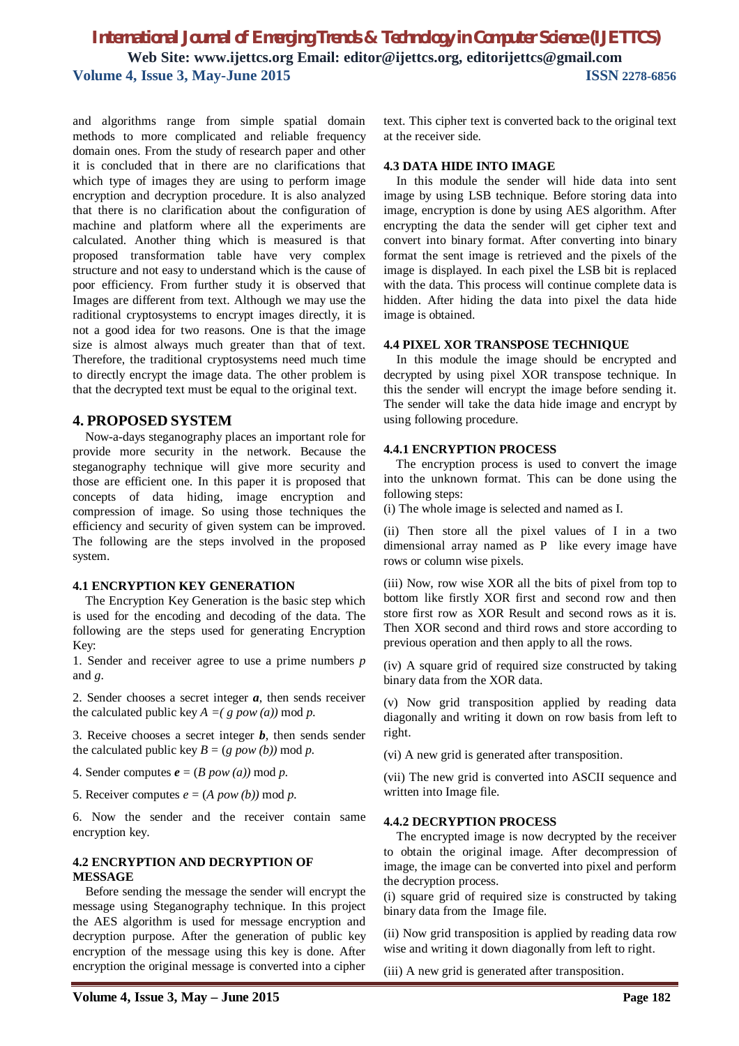and algorithms range from simple spatial domain methods to more complicated and reliable frequency domain ones. From the study of research paper and other it is concluded that in there are no clarifications that which type of images they are using to perform image encryption and decryption procedure. It is also analyzed that there is no clarification about the configuration of machine and platform where all the experiments are calculated. Another thing which is measured is that proposed transformation table have very complex structure and not easy to understand which is the cause of poor efficiency. From further study it is observed that Images are different from text. Although we may use the raditional cryptosystems to encrypt images directly, it is not a good idea for two reasons. One is that the image size is almost always much greater than that of text. Therefore, the traditional cryptosystems need much time to directly encrypt the image data. The other problem is that the decrypted text must be equal to the original text.

## 4. PROPOSED SYSTEM

Now-a-days steganography places an important role for provide more security in the network. Because the steganography technique will give more security and those are efficient one. In this paper it is proposed that concepts of data hiding, image encryption and compression of image. So using those techniques the efficiency and security of given system can be improved. The following are the steps involved in the proposed system.

### 4.1 ENCRYPTION KEY GENERATION

The Encryption Key Generation is the basic step which is used for the encoding and decoding of the data. The following are the steps used for generating Encryption Key:

1. Sender and receiver agree to use a prime numbers $p$ and $g$.

2. Sender chooses a secret integer $\boldsymbol{a}$, then sends receiver the calculated public key $A = (g\ pow\ (a)) \bmod p$.

3. Receive chooses a secret integer $\boldsymbol{b}$, then sends sender the calculated public key $B = (g\ pow\ (b)) \bmod p$.

4. Sender computes $\boldsymbol{e} = (B\ pow\ (a)) \bmod p$.

5. Receiver computes $e = (A\ pow\ (b)) \bmod p$.

6. Now the sender and the receiver contain same encryption key.

### 4.2 ENCRYPTION AND DECRYPTION OF MESSAGE

Before sending the message the sender will encrypt the message using Steganography technique. In this project the AES algorithm is used for message encryption and decryption purpose. After the generation of public key encryption of the message using this key is done. After encryption the original message is converted into a cipher text. This cipher text is converted back to the original text at the receiver side.

### 4.3 DATA HIDE INTO IMAGE

In this module the sender will hide data into sent image by using LSB technique. Before storing data into image, encryption is done by using AES algorithm. After encrypting the data the sender will get cipher text and convert into binary format. After converting into binary format the sent image is retrieved and the pixels of the image is displayed. In each pixel the LSB bit is replaced with the data. This process will continue complete data is hidden. After hiding the data into pixel the data hide image is obtained.

### 4.4 PIXEL XOR TRANSPOSE TECHNIQUE

In this module the image should be encrypted and decrypted by using pixel XOR transpose technique. In this the sender will encrypt the image before sending it. The sender will take the data hide image and encrypt by using following procedure.

#### 4.4.1 ENCRYPTION PROCESS

The encryption process is used to convert the image into the unknown format. This can be done using the following steps:

(i) The whole image is selected and named as I.

(ii) Then store all the pixel values of I in a two dimensional array named as P like every image have rows or column wise pixels.

(iii) Now, row wise XOR all the bits of pixel from top to bottom like firstly XOR first and second row and then store first row as XOR Result and second rows as it is. Then XOR second and third rows and store according to previous operation and then apply to all the rows.

(iv) A square grid of required size constructed by taking binary data from the XOR data.

(v) Now grid transposition applied by reading data diagonally and writing it down on row basis from left to right.

(vi) A new grid is generated after transposition.

(vii) The new grid is converted into ASCII sequence and written into Image file.

#### 4.4.2 DECRYPTION PROCESS

The encrypted image is now decrypted by the receiver to obtain the original image. After decompression of image, the image can be converted into pixel and perform the decryption process.

(i) square grid of required size is constructed by taking binary data from the Image file.

(ii) Now grid transposition is applied by reading data row wise and writing it down diagonally from left to right.

(iii) A new grid is generated after transposition.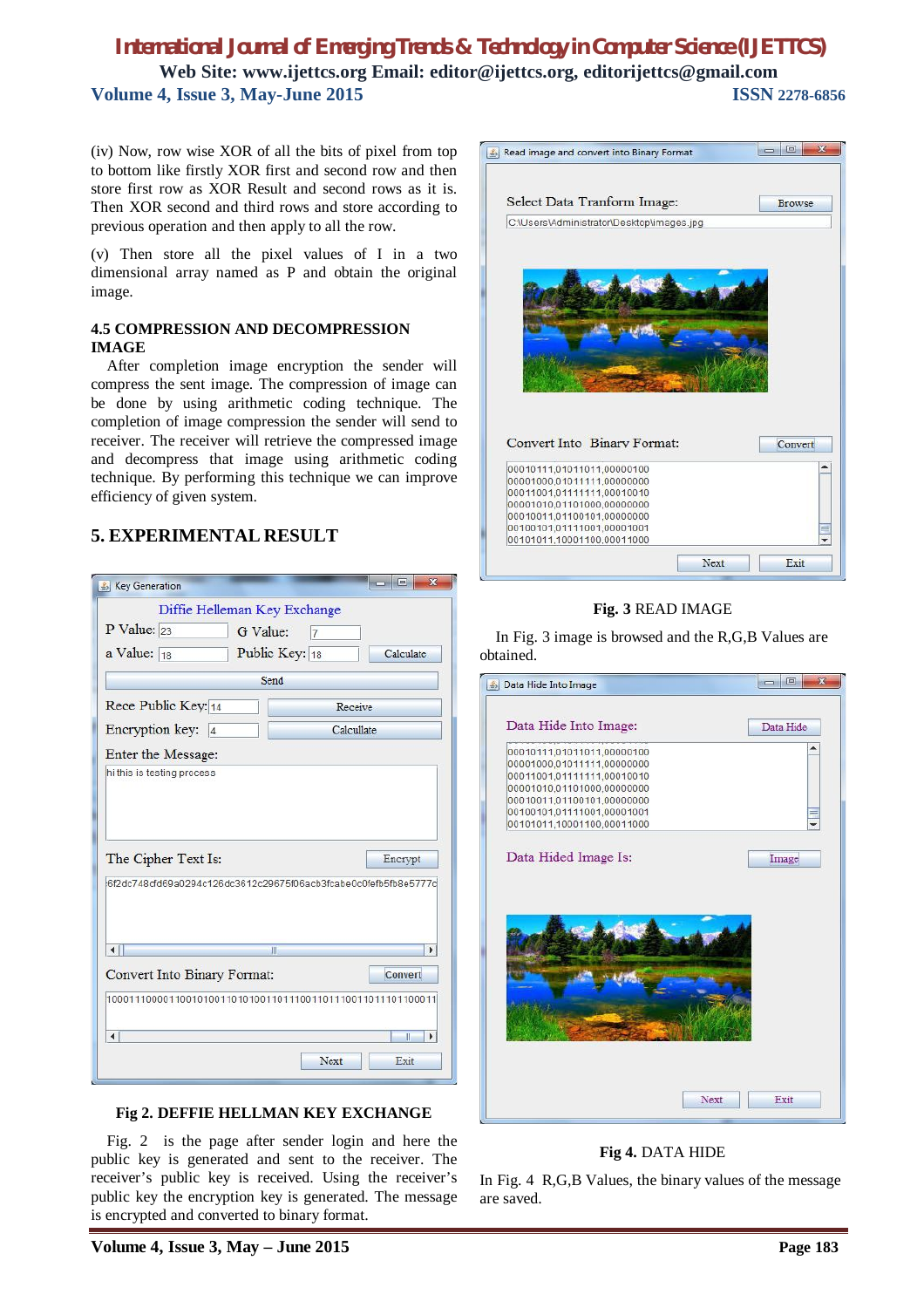(iv) Now, row wise XOR of all the bits of pixel from top to bottom like firstly XOR first and second row and then store first row as XOR Result and second rows as it is. Then XOR second and third rows and store according to previous operation and then apply to all the row.

(v) Then store all the pixel values of I in a two dimensional array named as P and obtain the original image.

### 4.5 COMPRESSION AND DECOMPRESSION IMAGE

After completion image encryption the sender will compress the sent image. The compression of image can be done by using arithmetic coding technique. The completion of image compression the sender will send to receiver. The receiver will retrieve the compressed image and decompress that image using arithmetic coding technique. By performing this technique we can improve efficiency of given system.

## 5. EXPERIMENTAL RESULT

**Fig 2. DEFFIE HELLMAN KEY EXCHANGE**

Fig. 2 is the page after sender login and here the public key is generated and sent to the receiver. The receiver's public key is received. Using the receiver's public key the encryption key is generated. The message is encrypted and converted to binary format.

**Fig. 3** READ IMAGE

In Fig. 3 image is browsed and the R,G,B Values are obtained.

**Fig 4.** DATA HIDE

In Fig. 4 R,G,B Values, the binary values of the message are saved.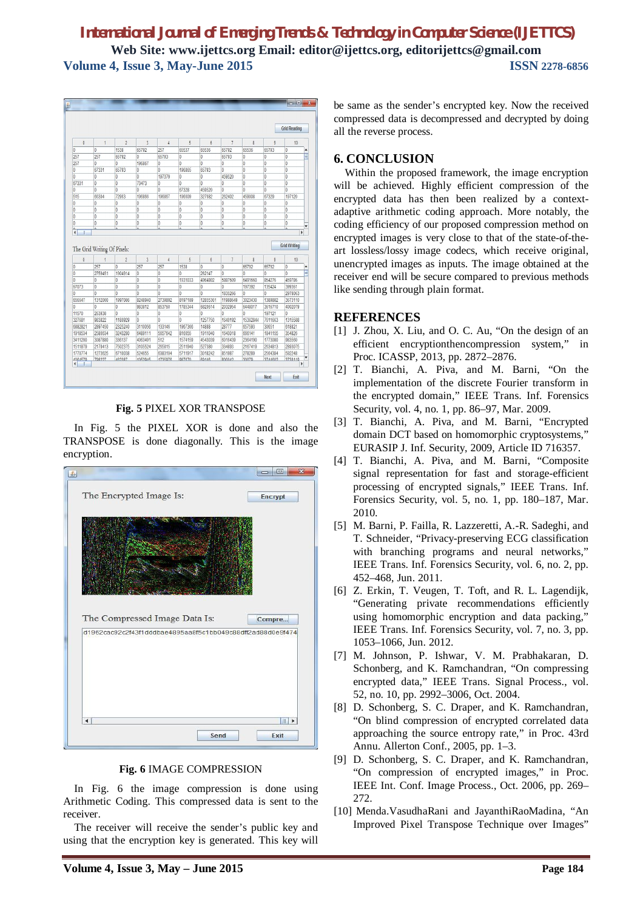**Fig. 5** PIXEL XOR TRANSPOSE

In Fig. 5 the PIXEL XOR is done and also the TRANSPOSE is done diagonally. This is the image encryption.

**Fig. 6** IMAGE COMPRESSION

In Fig. 6 the image compression is done using Arithmetic Coding. This compressed data is sent to the receiver.

The receiver will receive the sender's public key and using that the encryption key is generated. This key will be same as the sender's encrypted key. Now the received compressed data is decompressed and decrypted by doing all the reverse process.

## 6. CONCLUSION

Within the proposed framework, the image encryption will be achieved. Highly efficient compression of the encrypted data has then been realized by a context-adaptive arithmetic coding approach. More notably, the coding efficiency of our proposed compression method on encrypted images is very close to that of the state-of-the-art lossless/lossy image codecs, which receive original, unencrypted images as inputs. The image obtained at the receiver end will be secure compared to previous methods like sending through plain format.

## REFERENCES

[1] J. Zhou, X. Liu, and O. C. Au, "On the design of an efficient encryptionthencompression system," in Proc. ICASSP, 2013, pp. 2872–2876.

[2] T. Bianchi, A. Piva, and M. Barni, "On the implementation of the discrete Fourier transform in the encrypted domain," IEEE Trans. Inf. Forensics Security, vol. 4, no. 1, pp. 86–97, Mar. 2009.

[3] T. Bianchi, A. Piva, and M. Barni, "Encrypted domain DCT based on homomorphic cryptosystems," EURASIP J. Inf. Security, 2009, Article ID 716357.

[4] T. Bianchi, A. Piva, and M. Barni, "Composite signal representation for fast and storage-efficient processing of encrypted signals," IEEE Trans. Inf. Forensics Security, vol. 5, no. 1, pp. 180–187, Mar. 2010.

[5] M. Barni, P. Failla, R. Lazzeretti, A.-R. Sadeghi, and T. Schneider, "Privacy-preserving ECG classification with branching programs and neural networks," IEEE Trans. Inf. Forensics Security, vol. 6, no. 2, pp. 452–468, Jun. 2011.

[6] Z. Erkin, T. Veugen, T. Toft, and R. L. Lagendijk, "Generating private recommendations efficiently using homomorphic encryption and data packing," IEEE Trans. Inf. Forensics Security, vol. 7, no. 3, pp. 1053–1066, Jun. 2012.

[7] M. Johnson, P. Ishwar, V. M. Prabhakaran, D. Schonberg, and K. Ramchandran, "On compressing encrypted data," IEEE Trans. Signal Process., vol. 52, no. 10, pp. 2992–3006, Oct. 2004.

[8] D. Schonberg, S. C. Draper, and K. Ramchandran, "On blind compression of encrypted correlated data approaching the source entropy rate," in Proc. 43rd Annu. Allerton Conf., 2005, pp. 1–3.

[9] D. Schonberg, S. C. Draper, and K. Ramchandran, "On compression of encrypted images," in Proc. IEEE Int. Conf. Image Process., Oct. 2006, pp. 269–272.

[10] Menda.VasudhaRani and JayanthiRaoMadina, "An Improved Pixel Transpose Technique over Images"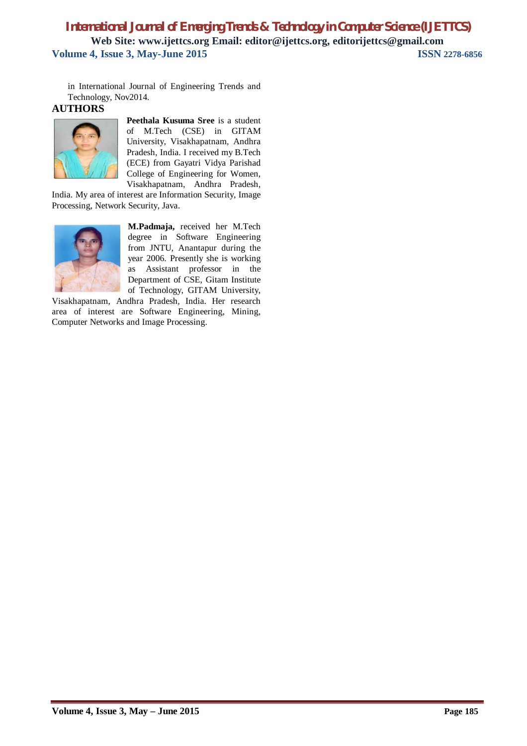in International Journal of Engineering Trends and Technology, Nov2014.

## AUTHORS

**Peethala Kusuma Sree** is a student of M.Tech (CSE) in GITAM University, Visakhapatnam, Andhra Pradesh, India. I received my B.Tech (ECE) from Gayatri Vidya Parishad College of Engineering for Women, Visakhapatnam, Andhra Pradesh, India. My area of interest are Information Security, Image Processing, Network Security, Java.

**M.Padmaja,** received her M.Tech degree in Software Engineering from JNTU, Anantapur during the year 2006. Presently she is working as Assistant professor in the Department of CSE, Gitam Institute of Technology, GITAM University, Visakhapatnam, Andhra Pradesh, India. Her research area of interest are Software Engineering, Mining, Computer Networks and Image Processing.